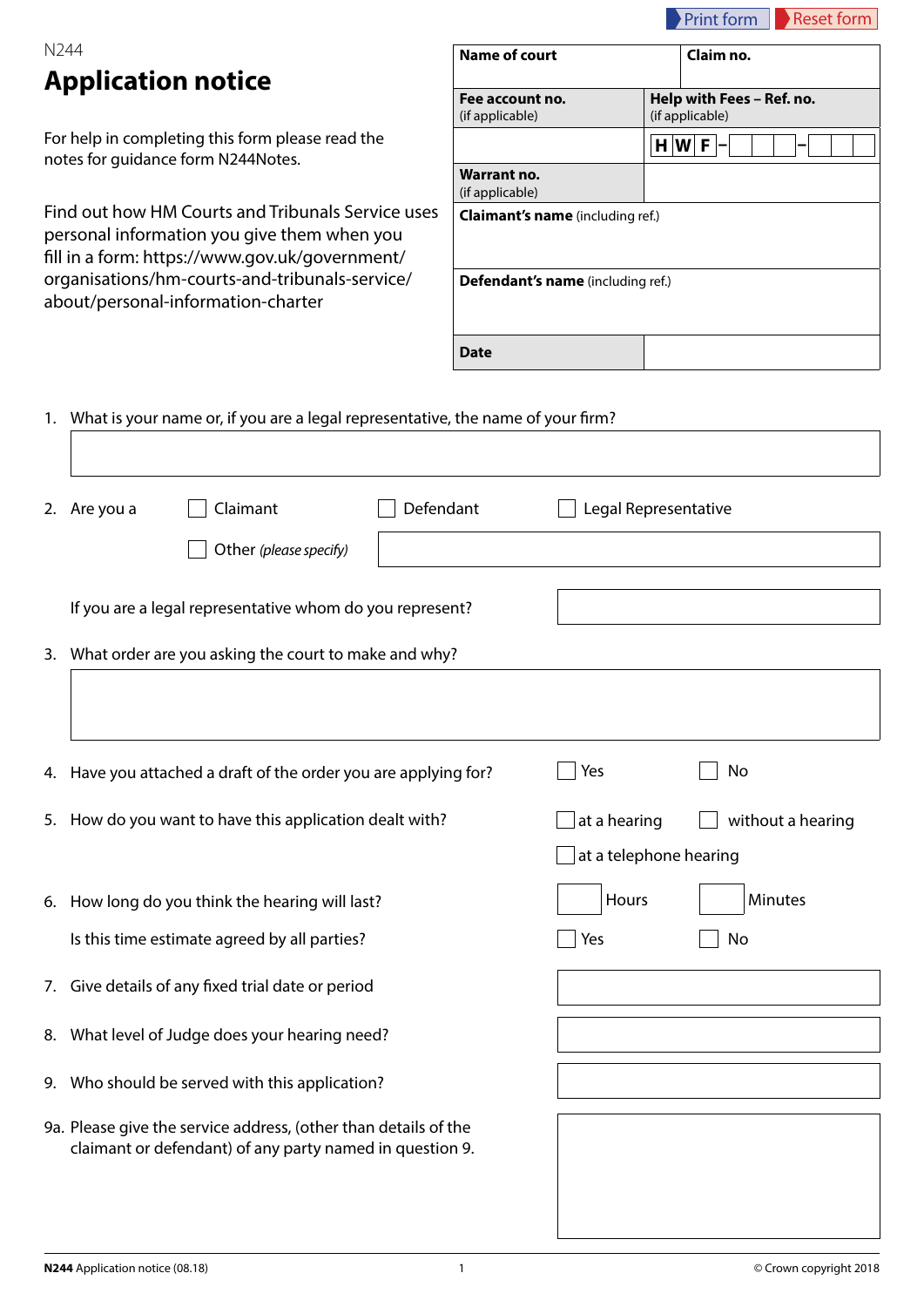Print form | Reset form

N244

# Application notice

For help in completing this form please read the notes for guidance form N244Notes.

Find out how HM Courts and Tribunals Service uses personal information you give them when you fill in a form: https://www.gov.uk/government/organisations/hm-courts-and-tribunals-service/about/personal-information-charter

| **Name of court** | **Claim no.** |
| --- | --- |
| **Fee account no.** (if applicable) | **Help with Fees – Ref. no.** (if applicable) |
| | H W F – |
| **Warrant no.** (if applicable) | |
| **Claimant's name** (including ref.) | |
| **Defendant's name** (including ref.) | |
| **Date** | |

1. What is your name or, if you are a legal representative, the name of your firm?

2. Are you a ☐ Claimant ☐ Defendant ☐ Legal Representative

   ☐ Other *(please specify)*

   If you are a legal representative whom do you represent?

3. What order are you asking the court to make and why?

4. Have you attached a draft of the order you are applying for? ☐ Yes ☐ No

5. How do you want to have this application dealt with? ☐ at a hearing ☐ without a hearing

   ☐ at a telephone hearing

6. How long do you think the hearing will last? ☐ Hours ☐ Minutes

   Is this time estimate agreed by all parties? ☐ Yes ☐ No

7. Give details of any fixed trial date or period

8. What level of Judge does your hearing need?

9. Who should be served with this application?

9a. Please give the service address, (other than details of the claimant or defendant) of any party named in question 9.

**N244** Application notice (08.18) © Crown copyright 2018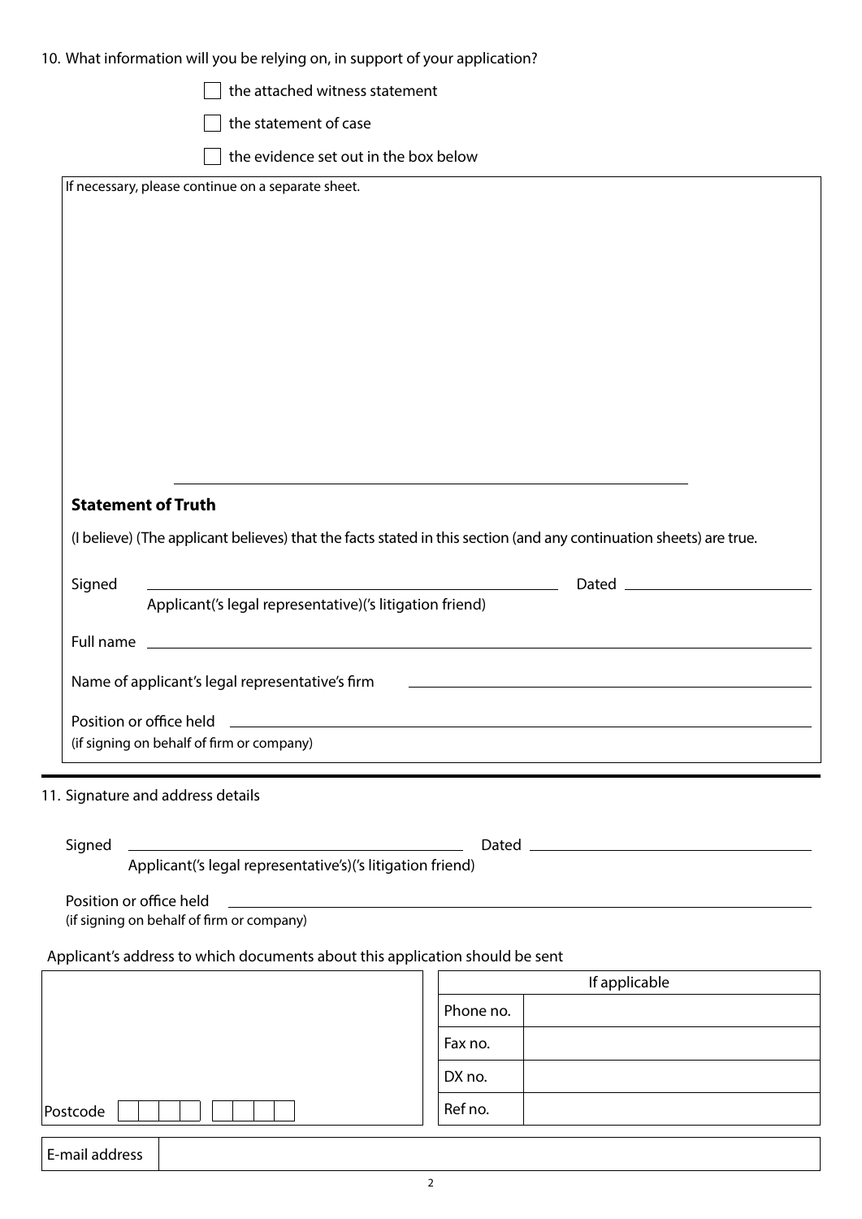10. What information will you be relying on, in support of your application?

☐ the attached witness statement

☐ the statement of case

☐ the evidence set out in the box below

If necessary, please continue on a separate sheet.

**Statement of Truth**

(I believe) (The applicant believes) that the facts stated in this section (and any continuation sheets) are true.

Signed ______________________________ Dated ______________

Applicant('s legal representative)('s litigation friend)

Full name ______________________________

Name of applicant's legal representative's firm ______________________________

Position or office held ______________________________
(if signing on behalf of firm or company)

11. Signature and address details

Signed ______________________________ Dated ______________

Applicant('s legal representative's)('s litigation friend)

Position or office held ______________________________
(if signing on behalf of firm or company)

Applicant's address to which documents about this application should be sent

| | | |
|---|---|---|
| | If applicable | |
| | Phone no. | |
| | Fax no. | |
| | DX no. | |
| Postcode | Ref no. | |

| | |
|---|---|
| E-mail address | |